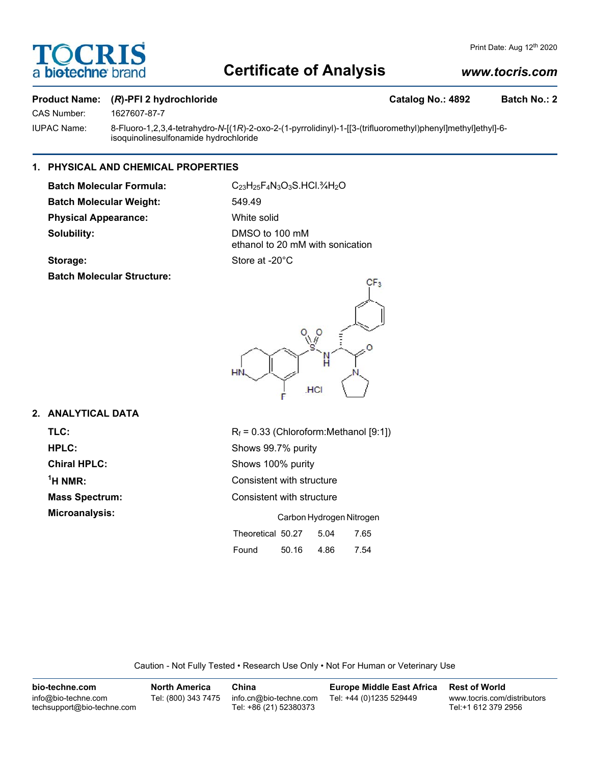# Certificate of Analysis

Print Date: Aug 12th 2020

www.tocris.com

**Product Name:** **(*R*)-PFI 2 hydrochloride** **Catalog No.: 4892** **Batch No.: 2**

CAS Number: 1627607-87-7

IUPAC Name: 8-Fluoro-1,2,3,4-tetrahydro-*N*-[(1*R*)-2-oxo-2-(1-pyrrolidinyl)-1-[[3-(trifluoromethyl)phenyl]methyl]ethyl]-6-isoquinolinesulfonamide hydrochloride

## 1. PHYSICAL AND CHEMICAL PROPERTIES

**Batch Molecular Formula:** $C_{23}H_{25}F_4N_3O_3S.HCl.¾H_2O$

**Batch Molecular Weight:** 549.49

**Physical Appearance:** White solid

**Solubility:** DMSO to 100 mM
ethanol to 20 mM with sonication

**Storage:** Store at -20°C

**Batch Molecular Structure:**

## 2. ANALYTICAL DATA

**TLC:** $R_f$ = 0.33 (Chloroform:Methanol [9:1])

**HPLC:** Shows 99.7% purity

**Chiral HPLC:** Shows 100% purity

**$^1$H NMR:** Consistent with structure

**Mass Spectrum:** Consistent with structure

**Microanalysis:**

| | Carbon | Hydrogen | Nitrogen |
|---|---|---|---|
| Theoretical | 50.27 | 5.04 | 7.65 |
| Found | 50.16 | 4.86 | 7.54 |

Caution - Not Fully Tested • Research Use Only • Not For Human or Veterinary Use

**bio-techne.com**
info@bio-techne.com
techsupport@bio-techne.com

**North America**
Tel: (800) 343 7475

**China**
info.cn@bio-techne.com
Tel: +86 (21) 52380373

**Europe Middle East Africa**
Tel: +44 (0)1235 529449

**Rest of World**
www.tocris.com/distributors
Tel:+1 612 379 2956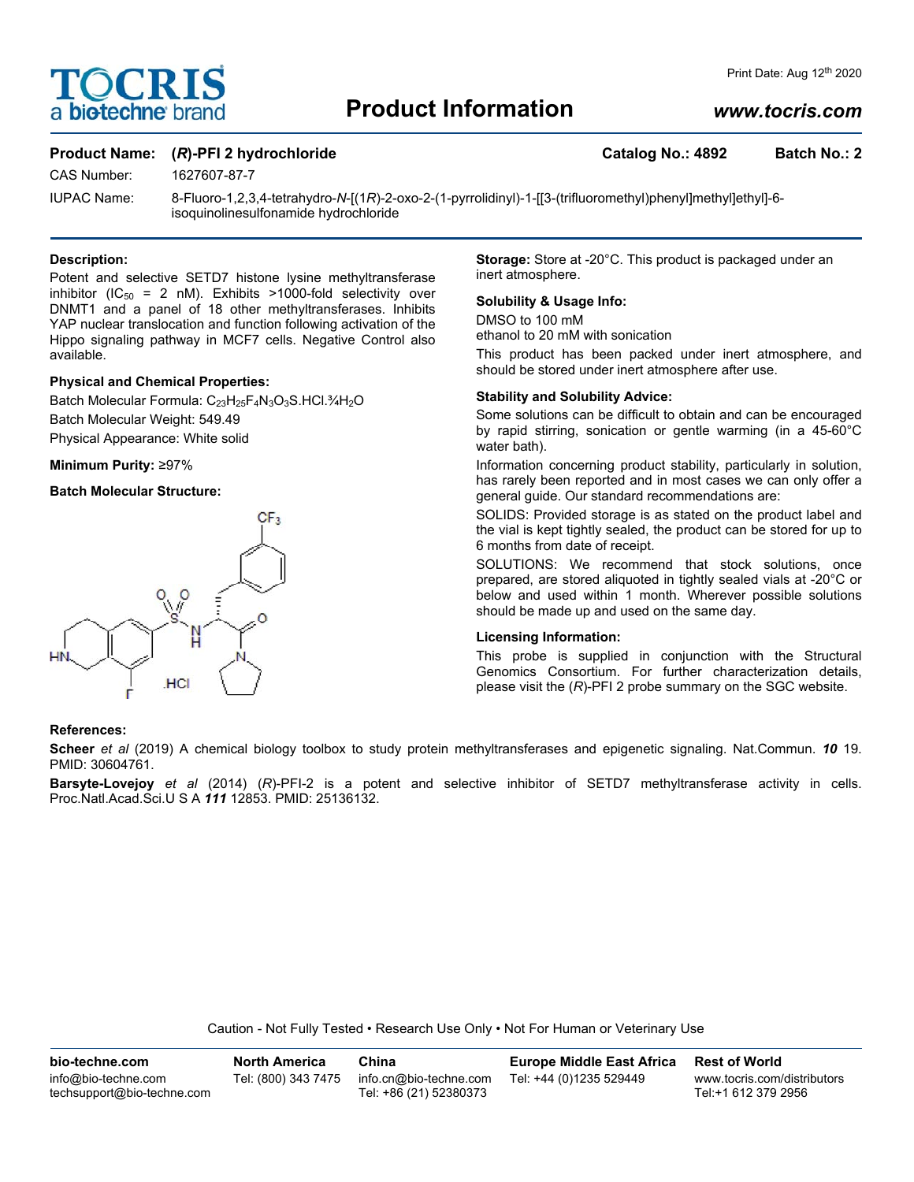# Product Information

**www.tocris.com**

**Product Name:** **(*R*)-PFI 2 hydrochloride** **Catalog No.: 4892** **Batch No.: 2**

CAS Number: 1627607-87-7

IUPAC Name: 8-Fluoro-1,2,3,4-tetrahydro-*N*-[(1*R*)-2-oxo-2-(1-pyrrolidinyl)-1-[[3-(trifluoromethyl)phenyl]methyl]ethyl]-6-isoquinolinesulfonamide hydrochloride

### Description:

Potent and selective SETD7 histone lysine methyltransferase inhibitor ($IC_{50}$ = 2 nM). Exhibits >1000-fold selectivity over DNMT1 and a panel of 18 other methyltransferases. Inhibits YAP nuclear translocation and function following activation of the Hippo signaling pathway in MCF7 cells. Negative Control also available.

### Physical and Chemical Properties:

Batch Molecular Formula: $C_{23}H_{25}F_4N_3O_3S.HCl.¾H_2O$

Batch Molecular Weight: 549.49

Physical Appearance: White solid

**Minimum Purity:** ≥97%

### Batch Molecular Structure:

CF3

O O

S

N H

O

HN

N

F .HCl

**Storage:** Store at -20°C. This product is packaged under an inert atmosphere.

### Solubility & Usage Info:

DMSO to 100 mM

ethanol to 20 mM with sonication

This product has been packed under inert atmosphere, and should be stored under inert atmosphere after use.

### Stability and Solubility Advice:

Some solutions can be difficult to obtain and can be encouraged by rapid stirring, sonication or gentle warming (in a 45-60°C water bath).

Information concerning product stability, particularly in solution, has rarely been reported and in most cases we can only offer a general guide. Our standard recommendations are:

SOLIDS: Provided storage is as stated on the product label and the vial is kept tightly sealed, the product can be stored for up to 6 months from date of receipt.

SOLUTIONS: We recommend that stock solutions, once prepared, are stored aliquoted in tightly sealed vials at -20°C or below and used within 1 month. Wherever possible solutions should be made up and used on the same day.

### Licensing Information:

This probe is supplied in conjunction with the Structural Genomics Consortium. For further characterization details, please visit the (*R*)-PFI 2 probe summary on the SGC website.

### References:

**Scheer** *et al* (2019) A chemical biology toolbox to study protein methyltransferases and epigenetic signaling. Nat.Commun. ***10*** 19. PMID: 30604761.

**Barsyte-Lovejoy** *et al* (2014) (*R*)-PFI-2 is a potent and selective inhibitor of SETD7 methyltransferase activity in cells. Proc.Natl.Acad.Sci.U S A ***111*** 12853. PMID: 25136132.

Caution - Not Fully Tested • Research Use Only • Not For Human or Veterinary Use

| bio-techne.com | North America | China | Europe Middle East Africa | Rest of World |
|---|---|---|---|---|
| info@bio-techne.com | Tel: (800) 343 7475 | info.cn@bio-techne.com | Tel: +44 (0)1235 529449 | www.tocris.com/distributors |
| techsupport@bio-techne.com | | Tel: +86 (21) 52380373 | | Tel:+1 612 379 2956 |